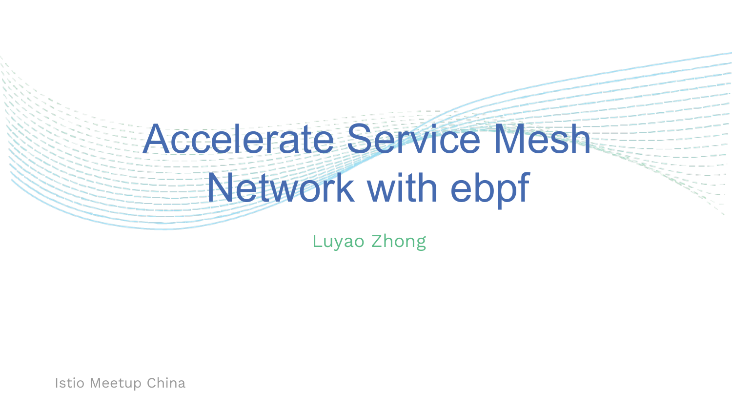# Accelerate Service Mesh Network with ebpf

Luyao Zhong

Istio Meetup China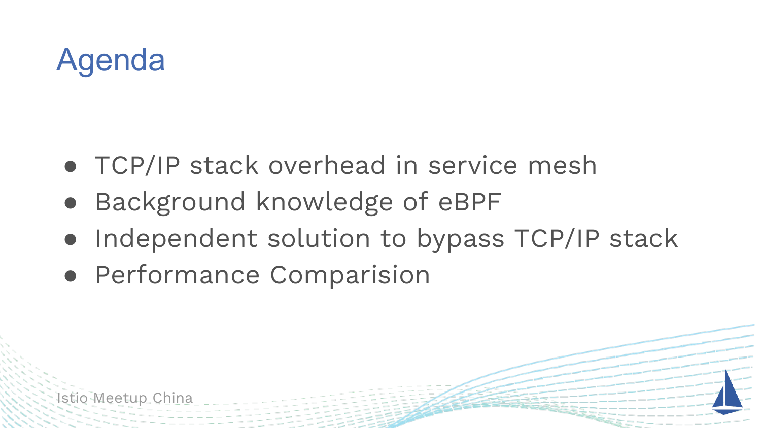# Agenda

- TCP/IP stack overhead in service mesh
- Background knowledge of eBPF
- Independent solution to bypass TCP/IP stack
- Performance Comparision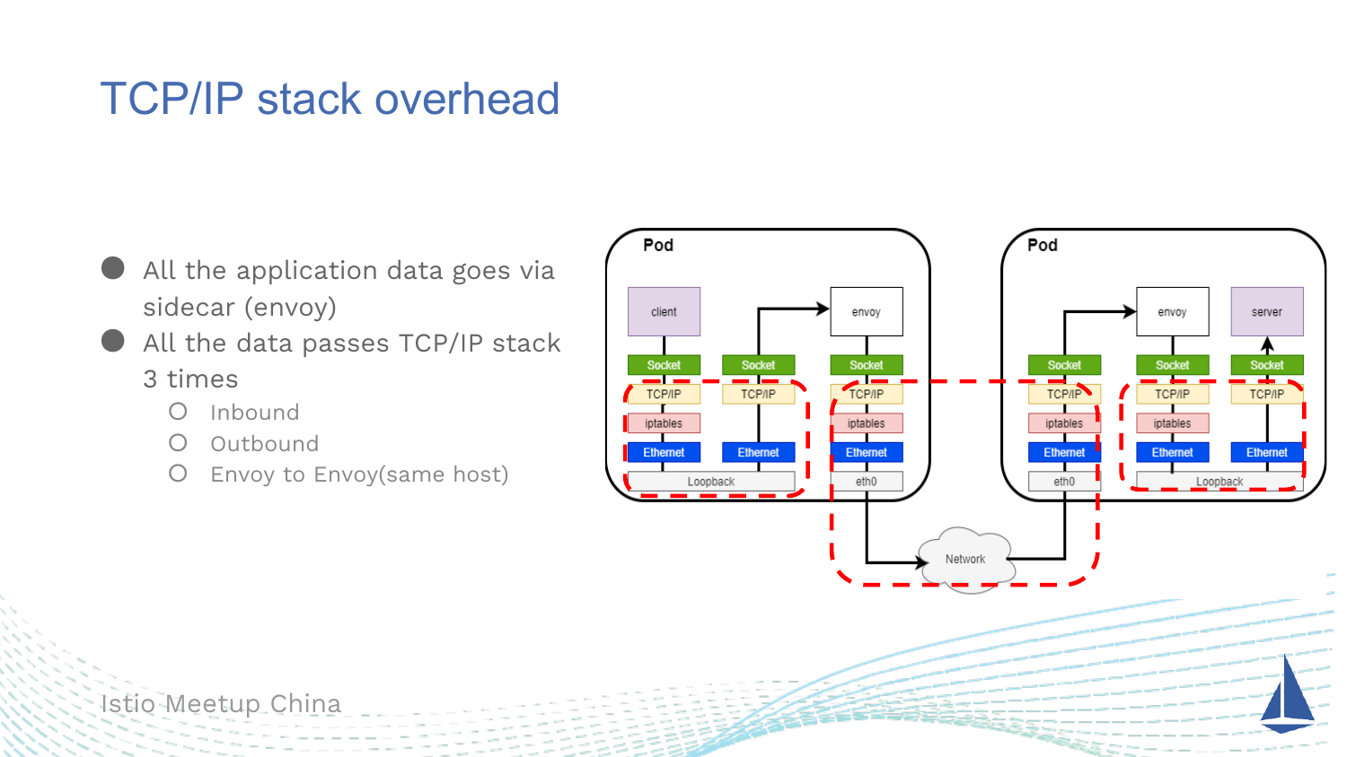# TCP/IP stack overhead

- All the application data goes via sidecar (envoy)
- All the data passes TCP/IP stack 3 times
  - Inbound
  - Outbound
  - Envoy to Envoy(same host)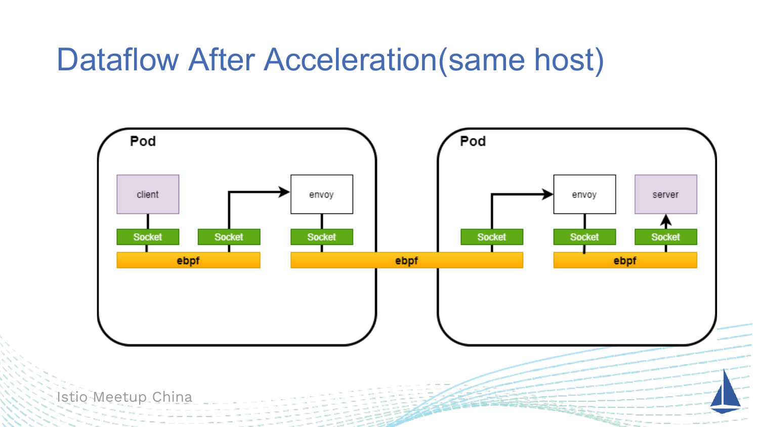# Dataflow After Acceleration(same host)

Pod

client

Socket

Socket

envoy

Socket

ebpf

ebpf

Pod

Socket

envoy

Socket

server

Socket

ebpf

Istio Meetup China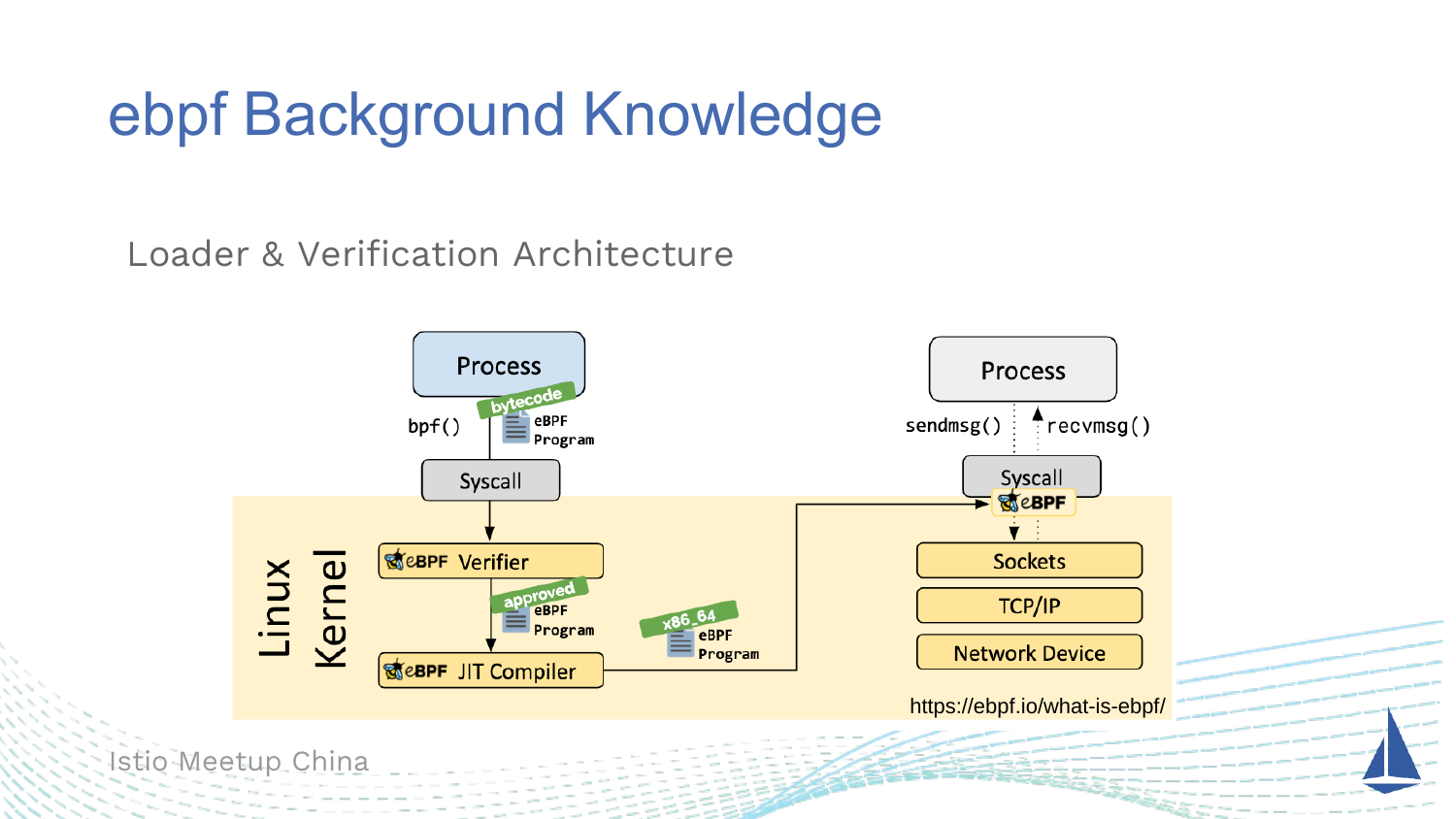# ebpf Background Knowledge

## Loader & Verification Architecture

Process

bytecode

bpf()

eBPF Program

Syscall

Linux Kernel

eBPF Verifier

approved

eBPF Program

eBPF JIT Compiler

x86_64

eBPF Program

Process

sendmsg()

recvmsg()

Syscall

eBPF

Sockets

TCP/IP

Network Device

https://ebpf.io/what-is-ebpf/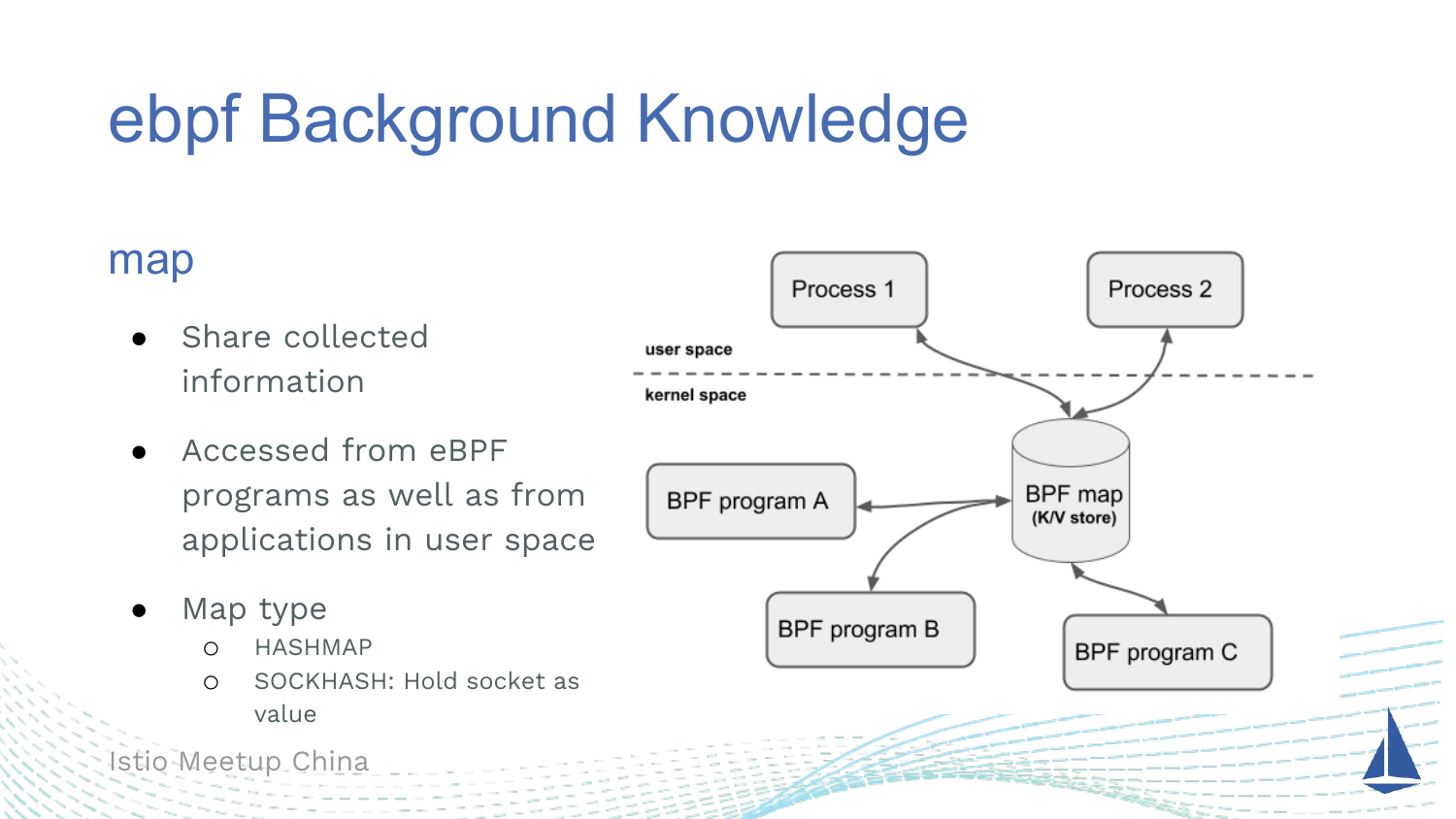# ebpf Background Knowledge

## map

- Share collected information
- Accessed from eBPF programs as well as from applications in user space
- Map type
  - HASHMAP
  - SOCKHASH: Hold socket as value

Process 1

Process 2

user space

kernel space

BPF program A

BPF map (K/V store)

BPF program B

BPF program C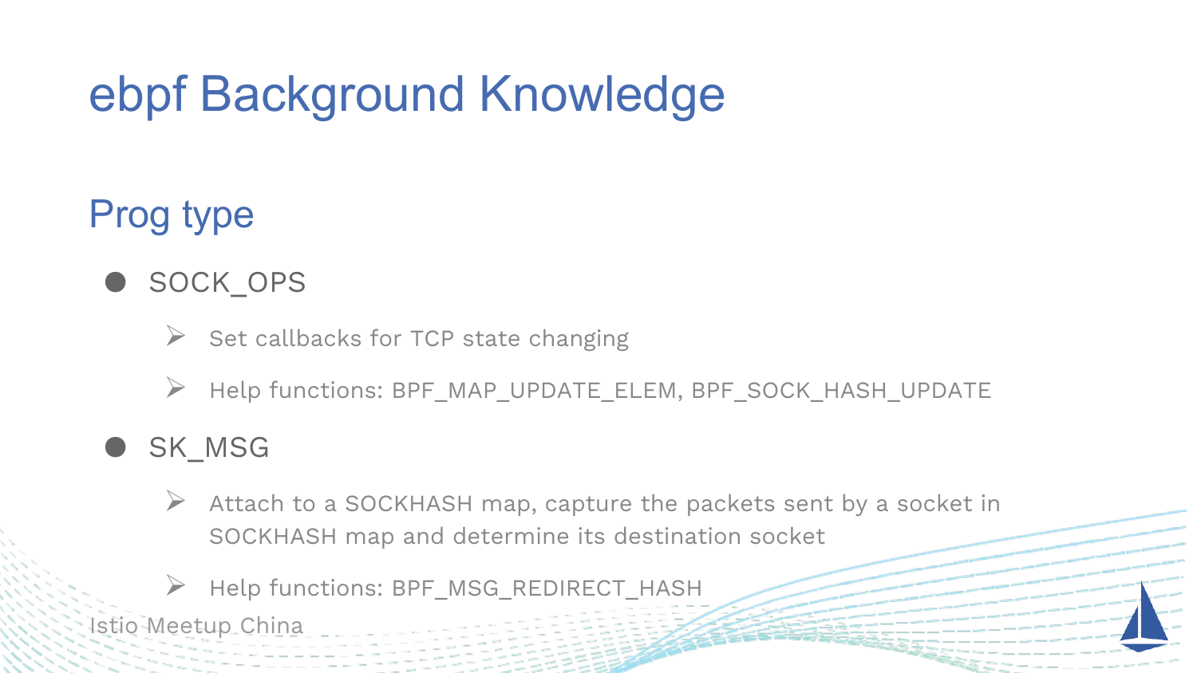# ebpf Background Knowledge

## Prog type

- SOCK_OPS
  - Set callbacks for TCP state changing
  - Help functions: BPF_MAP_UPDATE_ELEM, BPF_SOCK_HASH_UPDATE
- SK_MSG
  - Attach to a SOCKHASH map, capture the packets sent by a socket in SOCKHASH map and determine its destination socket
  - Help functions: BPF_MSG_REDIRECT_HASH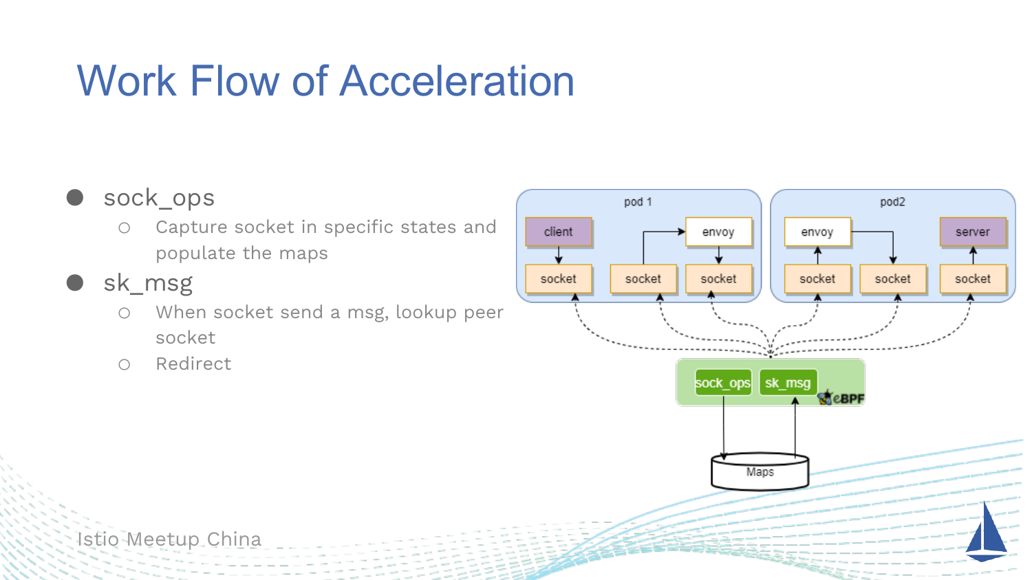# Work Flow of Acceleration

- sock_ops
  - Capture socket in specific states and populate the maps
- sk_msg
  - When socket send a msg, lookup peer socket
  - Redirect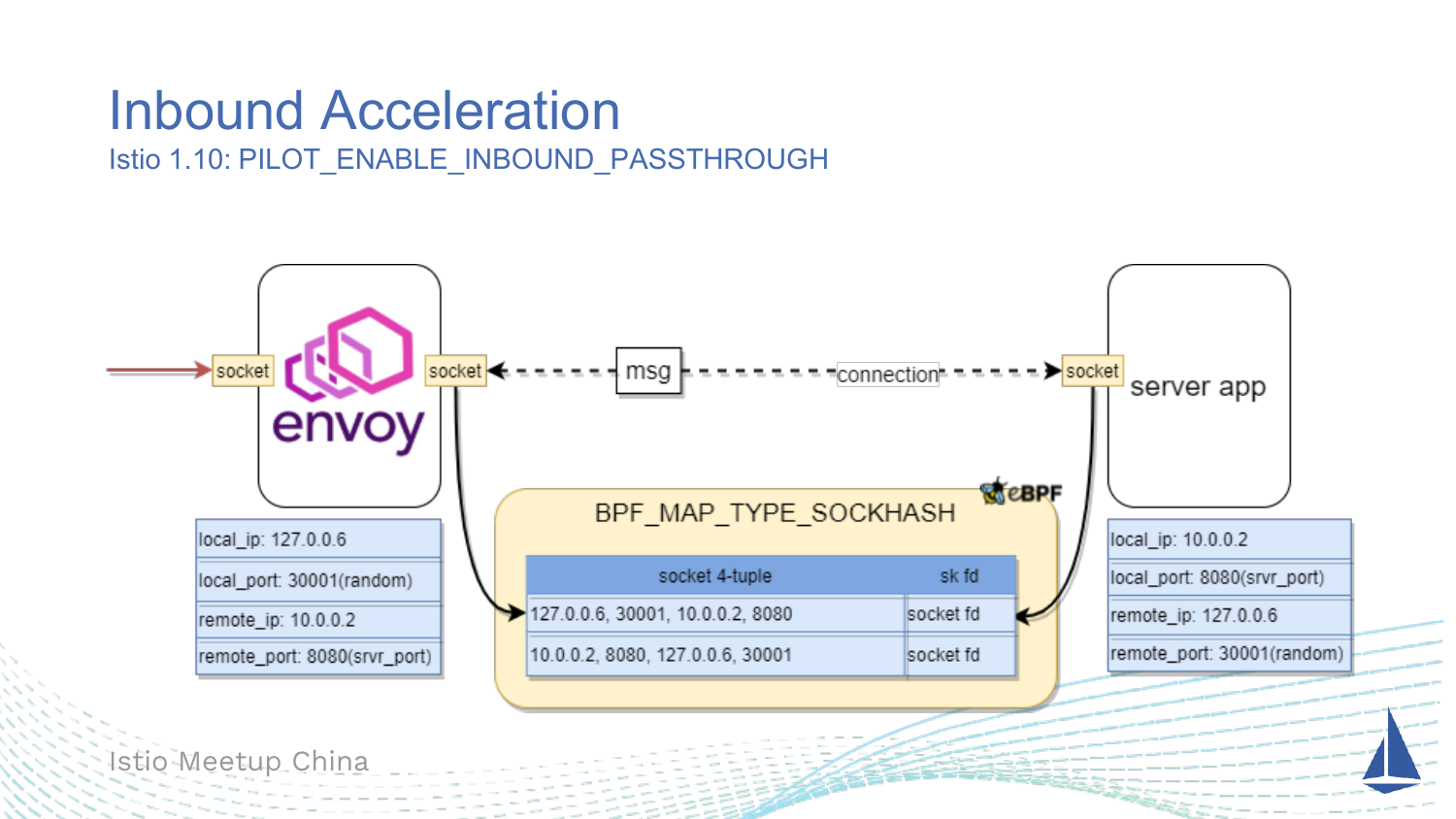# Inbound Acceleration

## Istio 1.10: PILOT_ENABLE_INBOUND_PASSTHROUGH

envoy

socket | socket | msg | connection | socket | server app

| |
|---|
| local_ip: 127.0.0.6 |
| local_port: 30001(random) |
| remote_ip: 10.0.0.2 |
| remote_port: 8080(srvr_port) |

**BPF_MAP_TYPE_SOCKHASH** (eBPF)

| socket 4-tuple | sk fd |
|---|---|
| 127.0.0.6, 30001, 10.0.0.2, 8080 | socket fd |
| 10.0.0.2, 8080, 127.0.0.6, 30001 | socket fd |

| |
|---|
| local_ip: 10.0.0.2 |
| local_port: 8080(srvr_port) |
| remote_ip: 127.0.0.6 |
| remote_port: 30001(random) |

Istio Meetup China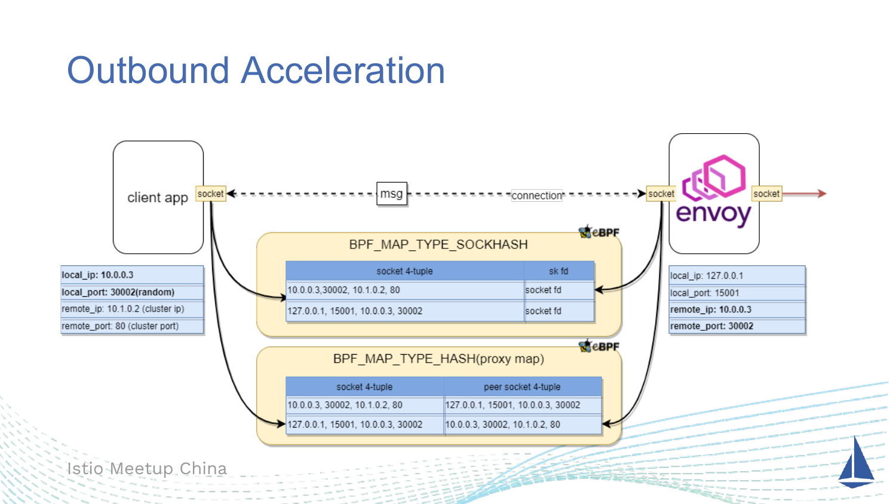# Outbound Acceleration

client app — socket ◄- - - - msg - - - - connection - - - - ► socket — envoy — socket ►

| local_ip: 10.0.0.3 |
|---|
| local_port: 30002(random) |
| remote_ip: 10.1.0.2 (cluster ip) |
| remote_port: 80 (cluster port) |

| local_ip: 127.0.0.1 |
|---|
| local_port: 15001 |
| remote_ip: 10.0.0.3 |
| remote_port: 30002 |

**BPF_MAP_TYPE_SOCKHASH** (eBPF)

| socket 4-tuple | sk fd |
|---|---|
| 10.0.0.3,30002, 10.1.0.2, 80 | socket fd |
| 127.0.0.1, 15001, 10.0.0.3, 30002 | socket fd |

**BPF_MAP_TYPE_HASH(proxy map)** (eBPF)

| socket 4-tuple | peer socket 4-tuple |
|---|---|
| 10.0.0.3, 30002, 10.1.0.2, 80 | 127.0.0.1, 15001, 10.0.0.3, 30002 |
| 127.0.0.1, 15001, 10.0.0.3, 30002 | 10.0.0.3, 30002, 10.1.0.2, 80 |

Istio Meetup China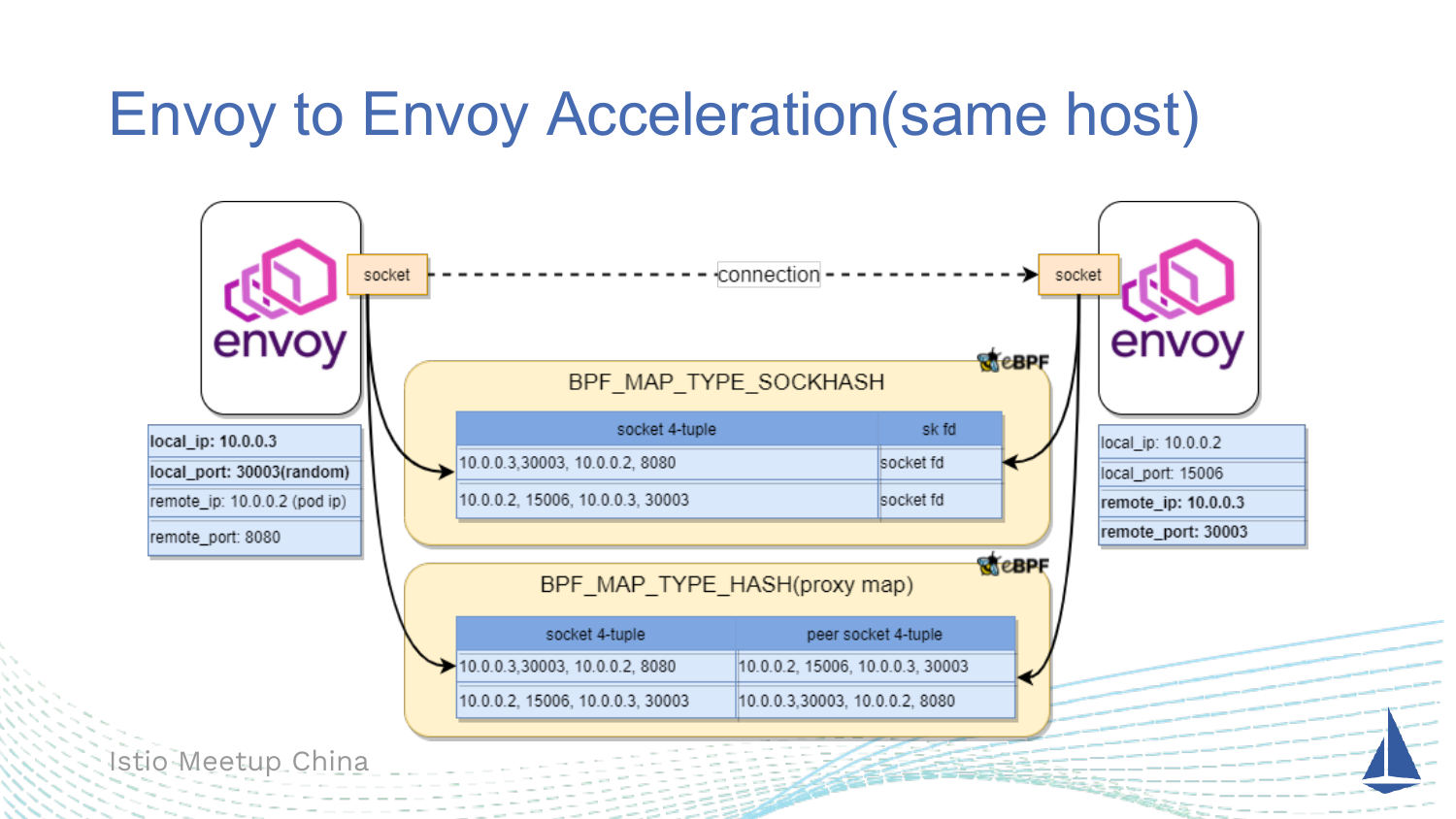# Envoy to Envoy Acceleration(same host)

| local_ip: 10.0.0.3 |
|---|
| local_port: 30003(random) |
| remote_ip: 10.0.0.2 (pod ip) |
| remote_port: 8080 |

| local_ip: 10.0.0.2 |
|---|
| local_port: 15006 |
| remote_ip: 10.0.0.3 |
| remote_port: 30003 |

socket - - - connection - - -> socket

**BPF_MAP_TYPE_SOCKHASH** (eBPF)

| socket 4-tuple | sk fd |
|---|---|
| 10.0.0.3,30003, 10.0.0.2, 8080 | socket fd |
| 10.0.0.2, 15006, 10.0.0.3, 30003 | socket fd |

**BPF_MAP_TYPE_HASH(proxy map)** (eBPF)

| socket 4-tuple | peer socket 4-tuple |
|---|---|
| 10.0.0.3,30003, 10.0.0.2, 8080 | 10.0.0.2, 15006, 10.0.0.3, 30003 |
| 10.0.0.2, 15006, 10.0.0.3, 30003 | 10.0.0.3,30003, 10.0.0.2, 8080 |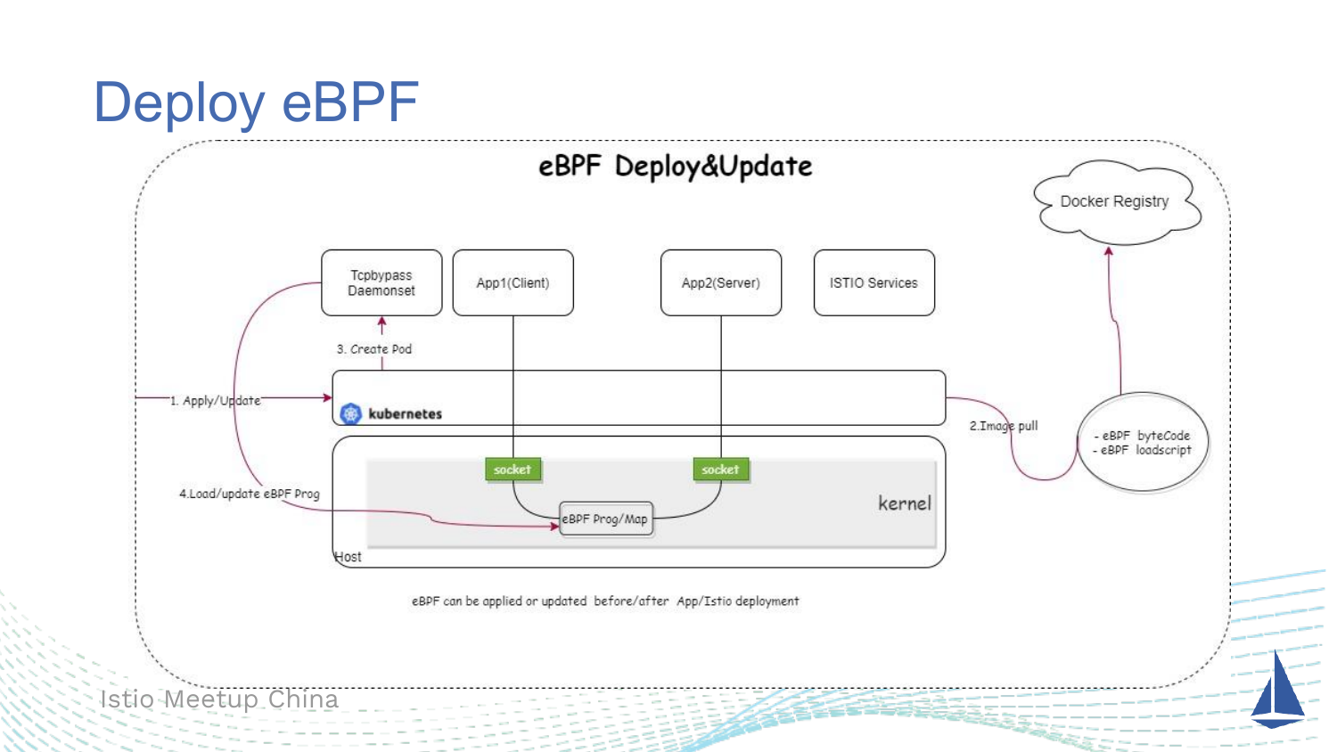# Deploy eBPF

## eBPF Deploy&Update

Docker Registry

Tcpbypass Daemonset

App1(Client)

App2(Server)

ISTIO Services

3. Create Pod

1. Apply/Update

kubernetes

2.Image pull

- eBPF byteCode
- eBPF loadscript

socket

socket

4.Load/update eBPF Prog

eBPF Prog/Map

kernel

Host

eBPF can be applied or updated before/after App/Istio deployment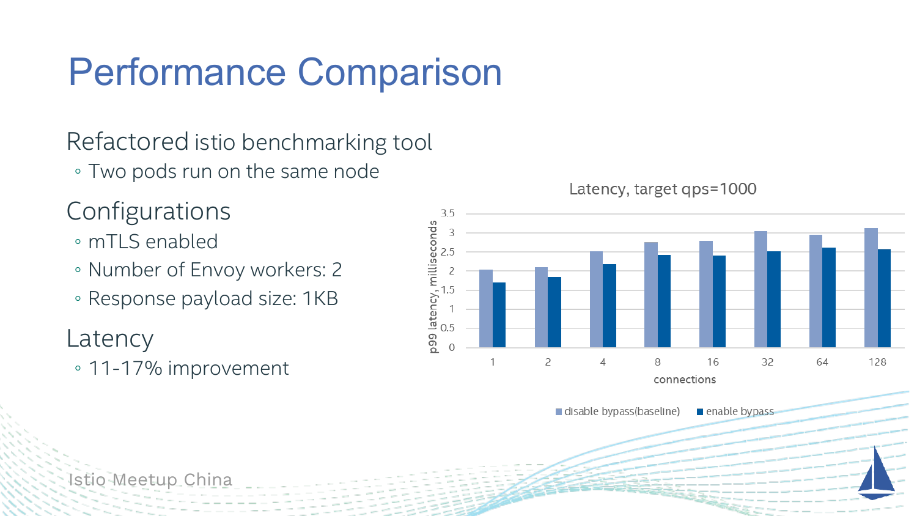# Performance Comparison

## Refactored istio benchmarking tool

- Two pods run on the same node

## Configurations

- mTLS enabled
- Number of Envoy workers: 2
- Response payload size: 1KB

## Latency

- 11-17% improvement

Latency, target qps=1000

| connections | disable bypass(baseline) | enable bypass |
|---|---|---|
| 1 | ~2.03 | ~1.70 |
| 2 | ~2.10 | ~1.85 |
| 4 | ~2.52 | ~2.18 |
| 8 | ~2.75 | ~2.42 |
| 16 | ~2.78 | ~2.40 |
| 32 | ~3.05 | ~2.52 |
| 64 | ~2.95 | ~2.60 |
| 128 | ~3.12 | ~2.57 |

(y-axis: p99 latency, milliseconds)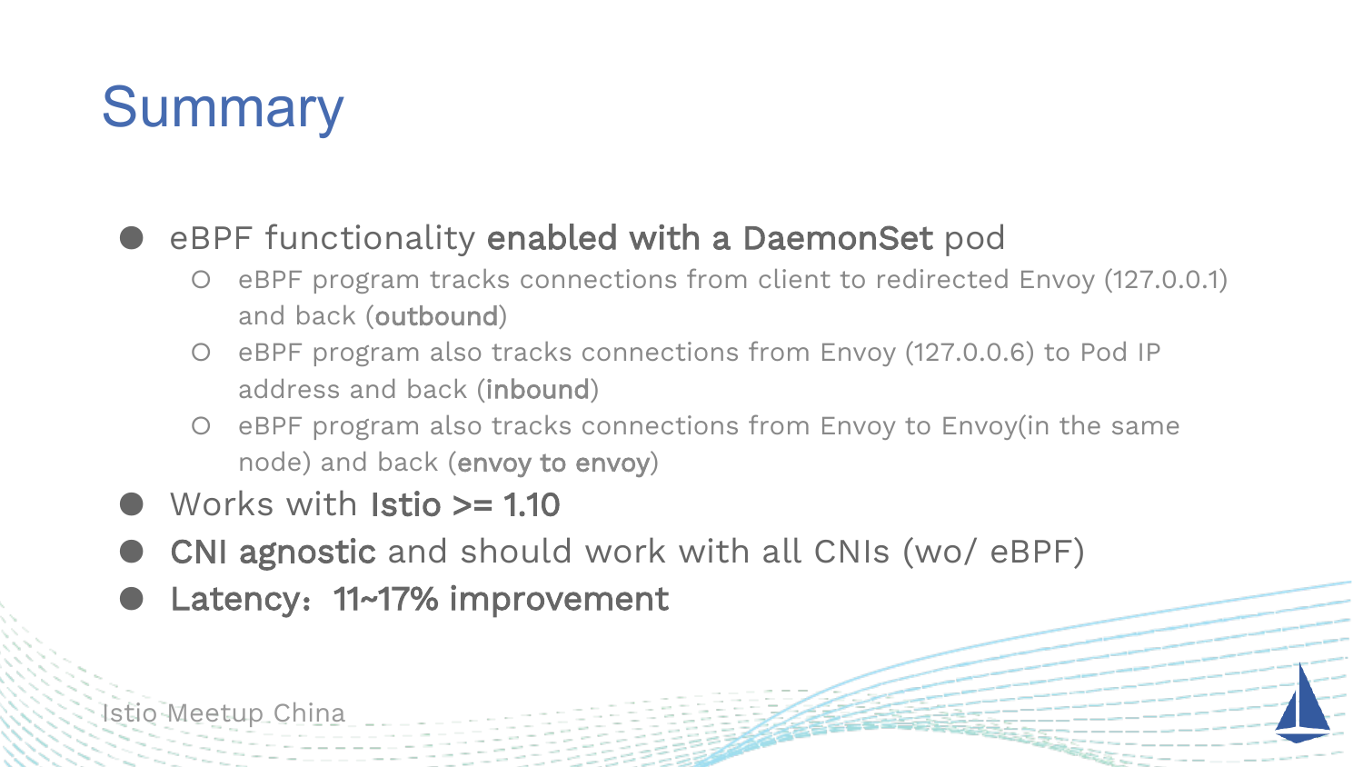# Summary

- eBPF functionality **enabled with a DaemonSet** pod
  - eBPF program tracks connections from client to redirected Envoy (127.0.0.1) and back (**outbound**)
  - eBPF program also tracks connections from Envoy (127.0.0.6) to Pod IP address and back (**inbound**)
  - eBPF program also tracks connections from Envoy to Envoy(in the same node) and back (**envoy to envoy**)
- Works with **Istio >= 1.10**
- **CNI agnostic** and should work with all CNIs (wo/ eBPF)
- **Latency：11~17% improvement**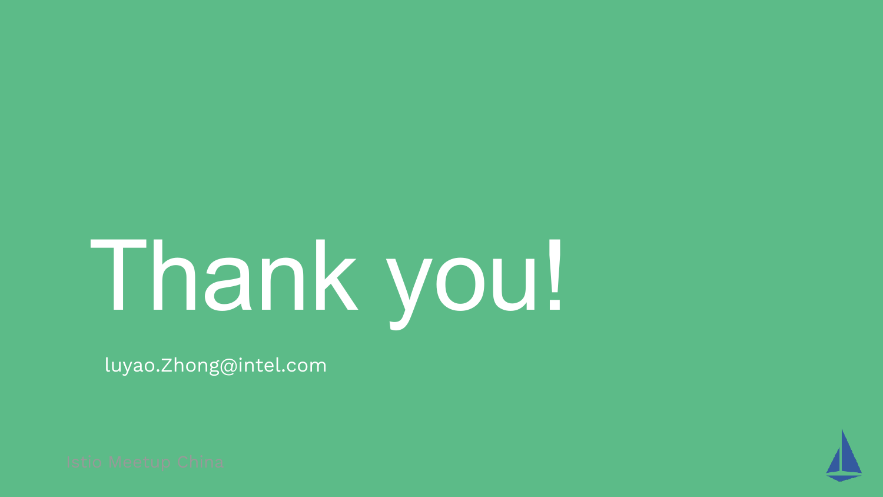# Thank you!

luyao.Zhong@intel.com